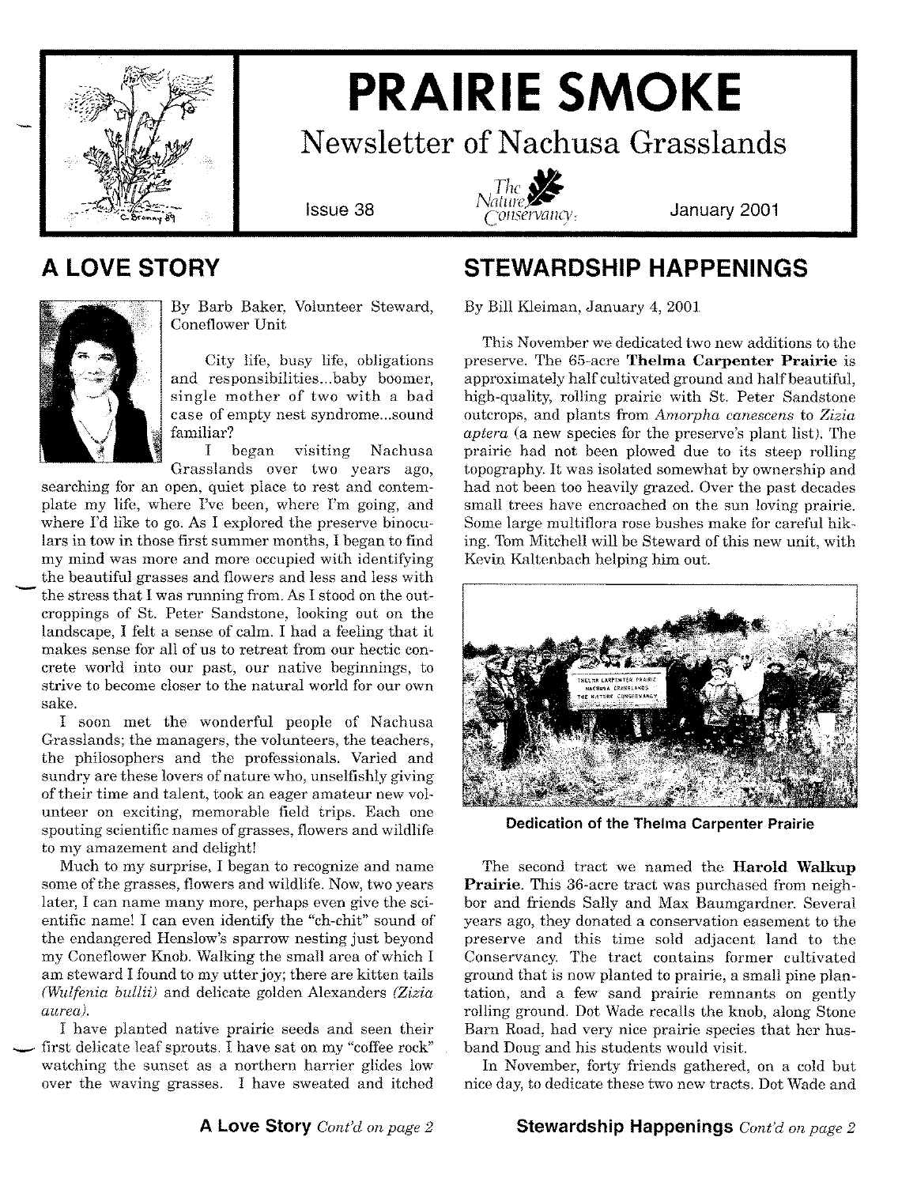# PRAIRIE SMOKE

## Newsletter of Nachusa Grasslands

Issue 38 — The Nature Conservancy — January 2001

## A LOVE STORY

By Barb Baker, Volunteer Steward, Coneflower Unit

City life, busy life, obligations and responsibilities...baby boomer, single mother of two with a bad case of empty nest syndrome...sound familiar?

I began visiting Nachusa Grasslands over two years ago, searching for an open, quiet place to rest and contemplate my life, where I've been, where I'm going, and where I'd like to go. As I explored the preserve binoculars in tow in those first summer months, I began to find my mind was more and more occupied with identifying the beautiful grasses and flowers and less and less with the stress that I was running from. As I stood on the outcroppings of St. Peter Sandstone, looking out on the landscape, I felt a sense of calm. I had a feeling that it makes sense for all of us to retreat from our hectic concrete world into our past, our native beginnings, to strive to become closer to the natural world for our own sake.

I soon met the wonderful people of Nachusa Grasslands; the managers, the volunteers, the teachers, the philosophers and the professionals. Varied and sundry are these lovers of nature who, unselfishly giving of their time and talent, took an eager amateur new volunteer on exciting, memorable field trips. Each one spouting scientific names of grasses, flowers and wildlife to my amazement and delight!

Much to my surprise, I began to recognize and name some of the grasses, flowers and wildlife. Now, two years later, I can name many more, perhaps even give the scientific name! I can even identify the "ch-chit" sound of the endangered Henslow's sparrow nesting just beyond my Coneflower Knob. Walking the small area of which I am steward I found to my utter joy; there are kitten tails *(Wulfenia bullii)* and delicate golden Alexanders *(Zizia aurea)*.

I have planted native prairie seeds and seen their first delicate leaf sprouts. I have sat on my "coffee rock" watching the sunset as a northern harrier glides low over the waving grasses. I have sweated and itched

**A Love Story** *Cont'd on page 2*

## STEWARDSHIP HAPPENINGS

By Bill Kleiman, January 4, 2001

This November we dedicated two new additions to the preserve. The 65-acre **Thelma Carpenter Prairie** is approximately half cultivated ground and half beautiful, high-quality, rolling prairie with St. Peter Sandstone outcrops, and plants from *Amorpha canescens* to *Zizia aptera* (a new species for the preserve's plant list). The prairie had not been plowed due to its steep rolling topography. It was isolated somewhat by ownership and had not been too heavily grazed. Over the past decades small trees have encroached on the sun loving prairie. Some large multiflora rose bushes make for careful hiking. Tom Mitchell will be Steward of this new unit, with Kevin Kaltenbach helping him out.

**Dedication of the Thelma Carpenter Prairie**

The second tract we named the **Harold Walkup Prairie**. This 36-acre tract was purchased from neighbor and friends Sally and Max Baumgardner. Several years ago, they donated a conservation easement to the preserve and this time sold adjacent land to the Conservancy. The tract contains former cultivated ground that is now planted to prairie, a small pine plantation, and a few sand prairie remnants on gently rolling ground. Dot Wade recalls the knob, along Stone Barn Road, had very nice prairie species that her husband Doug and his students would visit.

In November, forty friends gathered, on a cold but nice day, to dedicate these two new tracts. Dot Wade and

**Stewardship Happenings** *Cont'd on page 2*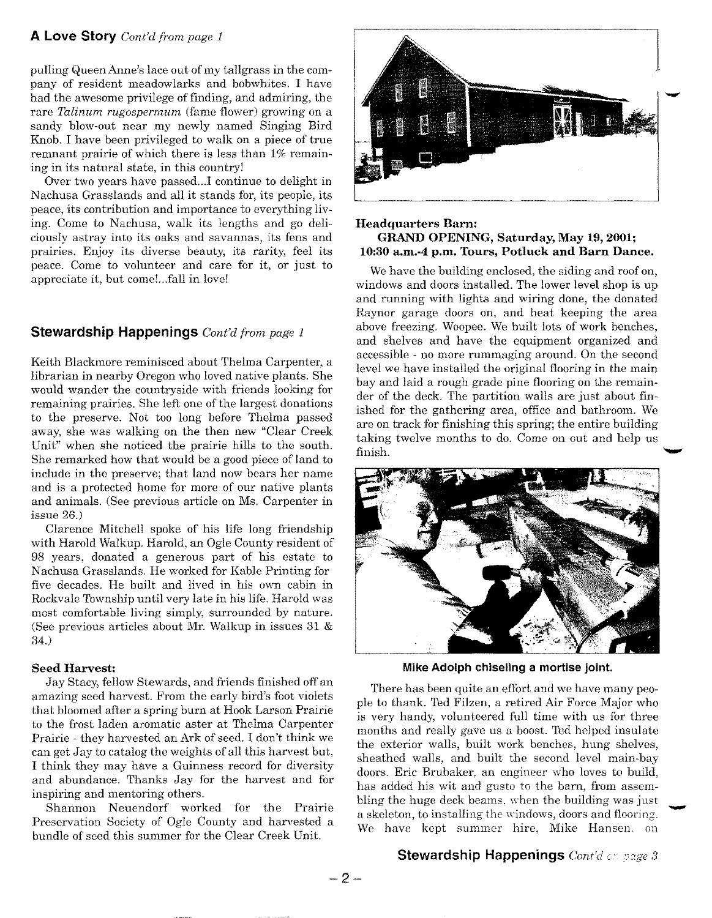## A Love Story *Cont'd from page 1*

pulling Queen Anne's lace out of my tallgrass in the company of resident meadowlarks and bobwhites. I have had the awesome privilege of finding, and admiring, the rare *Talinum rugospermum* (fame flower) growing on a sandy blow-out near my newly named Singing Bird Knob. I have been privileged to walk on a piece of true remnant prairie of which there is less than 1% remaining in its natural state, in this country!

Over two years have passed...I continue to delight in Nachusa Grasslands and all it stands for, its people, its peace, its contribution and importance to everything living. Come to Nachusa, walk its lengths and go deliciously astray into its oaks and savannas, its fens and prairies. Enjoy its diverse beauty, its rarity, feel its peace. Come to volunteer and care for it, or just to appreciate it, but come!...fall in love!

## Stewardship Happenings *Cont'd from page 1*

Keith Blackmore reminisced about Thelma Carpenter, a librarian in nearby Oregon who loved native plants. She would wander the countryside with friends looking for remaining prairies. She left one of the largest donations to the preserve. Not too long before Thelma passed away, she was walking on the then new "Clear Creek Unit" when she noticed the prairie hills to the south. She remarked how that would be a good piece of land to include in the preserve; that land now bears her name and is a protected home for more of our native plants and animals. (See previous article on Ms. Carpenter in issue 26.)

Clarence Mitchell spoke of his life long friendship with Harold Walkup. Harold, an Ogle County resident of 98 years, donated a generous part of his estate to Nachusa Grasslands. He worked for Kable Printing for five decades. He built and lived in his own cabin in Rockvale Township until very late in his life. Harold was most comfortable living simply, surrounded by nature. (See previous articles about Mr. Walkup in issues 31 & 34.)

### Seed Harvest:

Jay Stacy, fellow Stewards, and friends finished off an amazing seed harvest. From the early bird's foot violets that bloomed after a spring burn at Hook Larson Prairie to the frost laden aromatic aster at Thelma Carpenter Prairie - they harvested an Ark of seed. I don't think we can get Jay to catalog the weights of all this harvest but, I think they may have a Guinness record for diversity and abundance. Thanks Jay for the harvest and for inspiring and mentoring others.

Shannon Neuendorf worked for the Prairie Preservation Society of Ogle County and harvested a bundle of seed this summer for the Clear Creek Unit.

### Headquarters Barn:
**GRAND OPENING, Saturday, May 19, 2001; 10:30 a.m.-4 p.m. Tours, Potluck and Barn Dance.**

We have the building enclosed, the siding and roof on, windows and doors installed. The lower level shop is up and running with lights and wiring done, the donated Raynor garage doors on, and heat keeping the area above freezing. Woopee. We built lots of work benches, and shelves and have the equipment organized and accessible - no more rummaging around. On the second level we have installed the original flooring in the main bay and laid a rough grade pine flooring on the remainder of the deck. The partition walls are just about finished for the gathering area, office and bathroom. We are on track for finishing this spring; the entire building taking twelve months to do. Come on out and help us finish.

**Mike Adolph chiseling a mortise joint.**

There has been quite an effort and we have many people to thank. Ted Filzen, a retired Air Force Major who is very handy, volunteered full time with us for three months and really gave us a boost. Ted helped insulate the exterior walls, built work benches, hung shelves, sheathed walls, and built the second level main-bay doors. Eric Brubaker, an engineer who loves to build, has added his wit and gusto to the barn, from assembling the huge deck beams, when the building was just a skeleton, to installing the windows, doors and flooring. We have kept summer hire, Mike Hansen, on

**Stewardship Happenings** *Cont'd on page 3*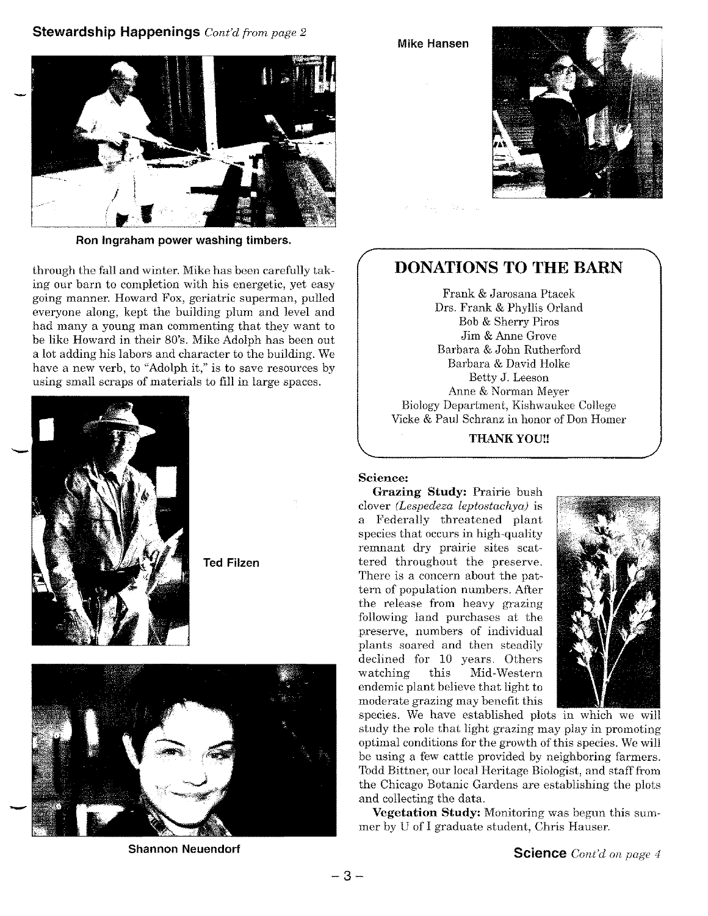## Stewardship Happenings *Cont'd from page 2*

**Ron Ingraham power washing timbers.**

through the fall and winter. Mike has been carefully taking our barn to completion with his energetic, yet easy going manner. Howard Fox, geriatric superman, pulled everyone along, kept the building plum and level and had many a young man commenting that they want to be like Howard in their 80's. Mike Adolph has been out a lot adding his labors and character to the building. We have a new verb, to "Adolph it," is to save resources by using small scraps of materials to fill in large spaces.

**Ted Filzen**

**Shannon Neuendorf**

**Mike Hansen**

## DONATIONS TO THE BARN

Frank & Jarosana Ptacek
Drs. Frank & Phyllis Orland
Bob & Sherry Piros
Jim & Anne Grove
Barbara & John Rutherford
Barbara & David Holke
Betty J. Leeson
Anne & Norman Meyer
Biology Department, Kishwaukee College
Vicke & Paul Schranz in honor of Don Homer

**THANK YOU!!**

**Science:**

**Grazing Study:** Prairie bush clover *(Lespedeza leptostachya)* is a Federally threatened plant species that occurs in high-quality remnant dry prairie sites scattered throughout the preserve. There is a concern about the pattern of population numbers. After the release from heavy grazing following land purchases at the preserve, numbers of individual plants soared and then steadily declined for 10 years. Others watching this Mid-Western endemic plant believe that light to moderate grazing may benefit this species. We have established plots in which we will study the role that light grazing may play in promoting optimal conditions for the growth of this species. We will be using a few cattle provided by neighboring farmers. Todd Bittner, our local Heritage Biologist, and staff from the Chicago Botanic Gardens are establishing the plots and collecting the data.

**Vegetation Study:** Monitoring was begun this summer by U of I graduate student, Chris Hauser.

**Science** *Cont'd on page 4*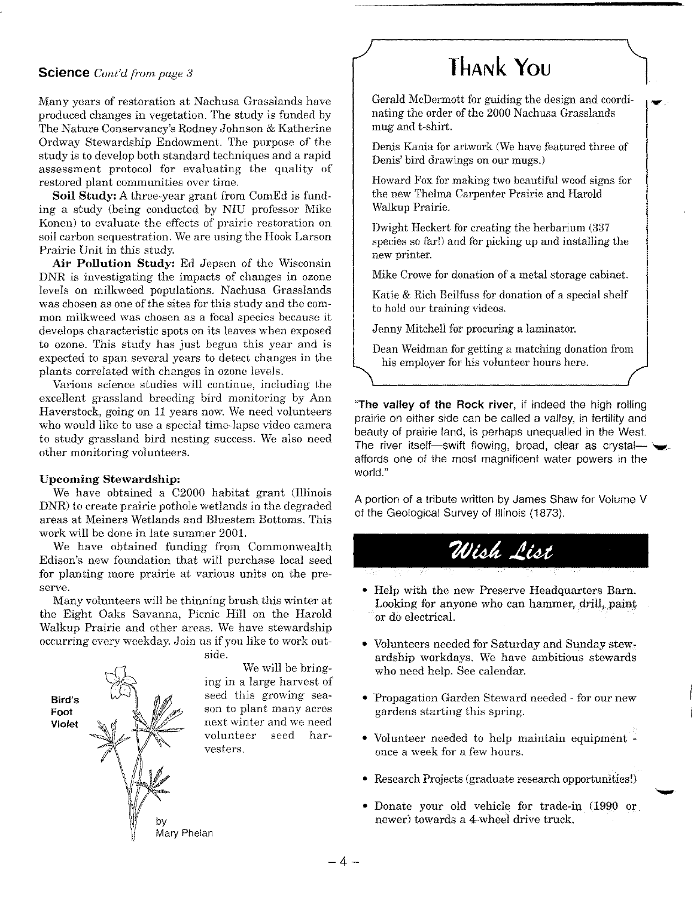**Science** *Cont'd from page 3*

Many years of restoration at Nachusa Grasslands have produced changes in vegetation. The study is funded by The Nature Conservancy's Rodney Johnson & Katherine Ordway Stewardship Endowment. The purpose of the study is to develop both standard techniques and a rapid assessment protocol for evaluating the quality of restored plant communities over time.

**Soil Study:** A three-year grant from ComEd is funding a study (being conducted by NIU professor Mike Konen) to evaluate the effects of prairie restoration on soil carbon sequestration. We are using the Hook Larson Prairie Unit in this study.

**Air Pollution Study:** Ed Jepsen of the Wisconsin DNR is investigating the impacts of changes in ozone levels on milkweed populations. Nachusa Grasslands was chosen as one of the sites for this study and the common milkweed was chosen as a focal species because it develops characteristic spots on its leaves when exposed to ozone. This study has just begun this year and is expected to span several years to detect changes in the plants correlated with changes in ozone levels.

Various science studies will continue, including the excellent grassland breeding bird monitoring by Ann Haverstock, going on 11 years now. We need volunteers who would like to use a special time-lapse video camera to study grassland bird nesting success. We also need other monitoring volunteers.

**Upcoming Stewardship:**

We have obtained a C2000 habitat grant (Illinois DNR) to create prairie pothole wetlands in the degraded areas at Meiners Wetlands and Bluestem Bottoms. This work will be done in late summer 2001.

We have obtained funding from Commonwealth Edison's new foundation that will purchase local seed for planting more prairie at various units on the preserve.

Many volunteers will be thinning brush this winter at the Eight Oaks Savanna, Picnic Hill on the Harold Walkup Prairie and other areas. We have stewardship occurring every weekday. Join us if you like to work outside.

We will be bringing in a large harvest of seed this growing season to plant many acres next winter and we need volunteer seed harvesters.

Bird's Foot Violet by Mary Phelan

## Thank You

Gerald McDermott for guiding the design and coordinating the order of the 2000 Nachusa Grasslands mug and t-shirt.

Denis Kania for artwork (We have featured three of Denis' bird drawings on our mugs.)

Howard Fox for making two beautiful wood signs for the new Thelma Carpenter Prairie and Harold Walkup Prairie.

Dwight Heckert for creating the herbarium (337 species so far!) and for picking up and installing the new printer.

Mike Crowe for donation of a metal storage cabinet.

Katie & Rich Beilfuss for donation of a special shelf to hold our training videos.

Jenny Mitchell for procuring a laminator.

Dean Weidman for getting a matching donation from his employer for his volunteer hours here.

"**The valley of the Rock river**, if indeed the high rolling prairie on either side can be called a valley, in fertility and beauty of prairie land, is perhaps unequalled in the West. The river itself—swift flowing, broad, clear as crystal—affords one of the most magnificent water powers in the world."

A portion of a tribute written by James Shaw for Volume V of the Geological Survey of Illinois (1873).

## Wish List

- Help with the new Preserve Headquarters Barn. Looking for anyone who can hammer, drill, paint or do electrical.
- Volunteers needed for Saturday and Sunday stewardship workdays. We have ambitious stewards who need help. See calendar.
- Propagation Garden Steward needed - for our new gardens starting this spring.
- Volunteer needed to help maintain equipment - once a week for a few hours.
- Research Projects (graduate research opportunities!)
- Donate your old vehicle for trade-in (1990 or newer) towards a 4-wheel drive truck.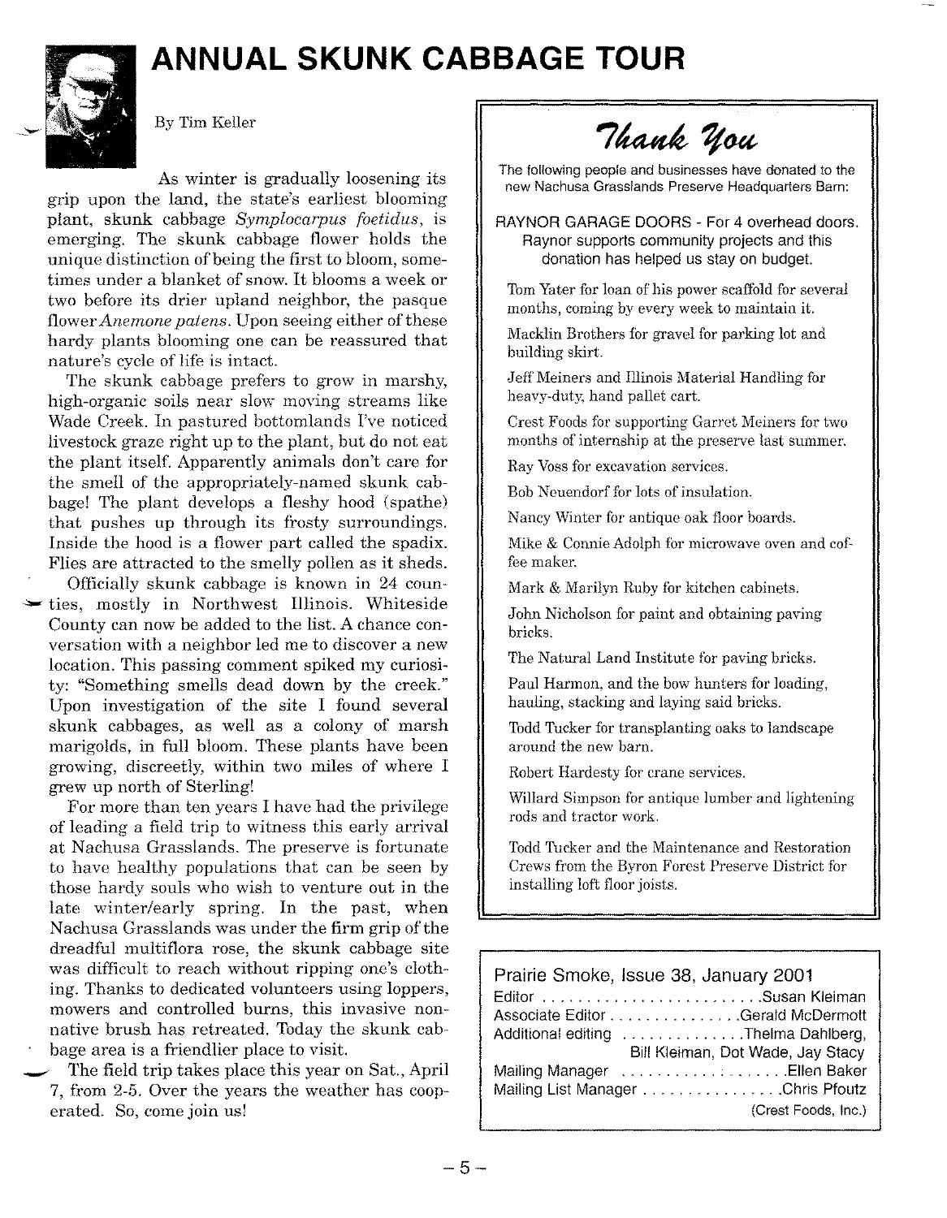# ANNUAL SKUNK CABBAGE TOUR

By Tim Keller

As winter is gradually loosening its grip upon the land, the state's earliest blooming plant, skunk cabbage *Symplocarpus foetidus*, is emerging. The skunk cabbage flower holds the unique distinction of being the first to bloom, sometimes under a blanket of snow. It blooms a week or two before its drier upland neighbor, the pasque flower *Anemone patens*. Upon seeing either of these hardy plants blooming one can be reassured that nature's cycle of life is intact.

The skunk cabbage prefers to grow in marshy, high-organic soils near slow moving streams like Wade Creek. In pastured bottomlands I've noticed livestock graze right up to the plant, but do not eat the plant itself. Apparently animals don't care for the smell of the appropriately-named skunk cabbage! The plant develops a fleshy hood (spathe) that pushes up through its frosty surroundings. Inside the hood is a flower part called the spadix. Flies are attracted to the smelly pollen as it sheds.

Officially skunk cabbage is known in 24 counties, mostly in Northwest Illinois. Whiteside County can now be added to the list. A chance conversation with a neighbor led me to discover a new location. This passing comment spiked my curiosity: "Something smells dead down by the creek." Upon investigation of the site I found several skunk cabbages, as well as a colony of marsh marigolds, in full bloom. These plants have been growing, discreetly, within two miles of where I grew up north of Sterling!

For more than ten years I have had the privilege of leading a field trip to witness this early arrival at Nachusa Grasslands. The preserve is fortunate to have healthy populations that can be seen by those hardy souls who wish to venture out in the late winter/early spring. In the past, when Nachusa Grasslands was under the firm grip of the dreadful multiflora rose, the skunk cabbage site was difficult to reach without ripping one's clothing. Thanks to dedicated volunteers using loppers, mowers and controlled burns, this invasive non-native brush has retreated. Today the skunk cabbage area is a friendlier place to visit.

The field trip takes place this year on Sat., April 7, from 2-5. Over the years the weather has cooperated. So, come join us!

---

## Thank You

The following people and businesses have donated to the new Nachusa Grasslands Preserve Headquarters Barn:

RAYNOR GARAGE DOORS - For 4 overhead doors. Raynor supports community projects and this donation has helped us stay on budget.

Tom Yater for loan of his power scaffold for several months, coming by every week to maintain it.

Macklin Brothers for gravel for parking lot and building skirt.

Jeff Meiners and Illinois Material Handling for heavy-duty, hand pallet cart.

Crest Foods for supporting Garret Meiners for two months of internship at the preserve last summer.

Ray Voss for excavation services.

Bob Neuendorf for lots of insulation.

Nancy Winter for antique oak floor boards.

Mike & Connie Adolph for microwave oven and coffee maker.

Mark & Marilyn Ruby for kitchen cabinets.

John Nicholson for paint and obtaining paving bricks.

The Natural Land Institute for paving bricks.

Paul Harmon, and the bow hunters for loading, hauling, stacking and laying said bricks.

Todd Tucker for transplanting oaks to landscape around the new barn.

Robert Hardesty for crane services.

Willard Simpson for antique lumber and lightening rods and tractor work.

Todd Tucker and the Maintenance and Restoration Crews from the Byron Forest Preserve District for installing loft floor joists.

---

**Prairie Smoke, Issue 38, January 2001**

Editor . . . . . . . . . . . . . . . . . . . . . . . . Susan Kleiman
Associate Editor . . . . . . . . . . . . . . . Gerald McDermott
Additional editing . . . . . . . . . . . . . . Thelma Dahlberg, Bill Kleiman, Dot Wade, Jay Stacy
Mailing Manager . . . . . . . . . . . . . . . . . . Ellen Baker
Mailing List Manager . . . . . . . . . . . . . . . . Chris Pfoutz
(Crest Foods, Inc.)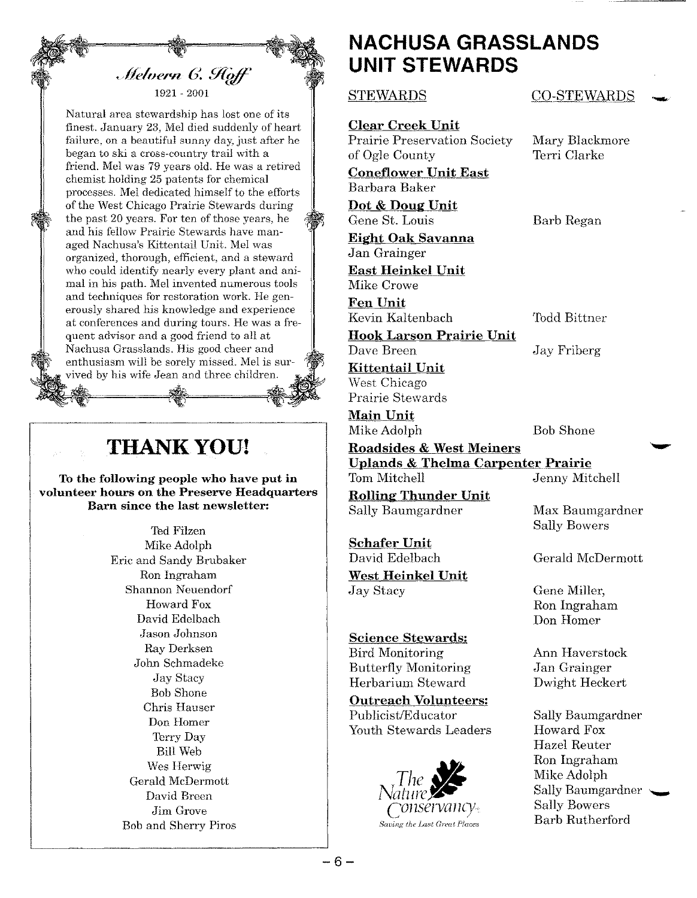## *Melvern C. Hoff*

1921 - 2001

Natural area stewardship has lost one of its finest. January 23, Mel died suddenly of heart failure, on a beautiful sunny day, just after he began to ski a cross-country trail with a friend. Mel was 79 years old. He was a retired chemist holding 25 patents for chemical processes. Mel dedicated himself to the efforts of the West Chicago Prairie Stewards during the past 20 years. For ten of those years, he and his fellow Prairie Stewards have managed Nachusa's Kittentail Unit. Mel was organized, thorough, efficient, and a steward who could identify nearly every plant and animal in his path. Mel invented numerous tools and techniques for restoration work. He generously shared his knowledge and experience at conferences and during tours. He was a frequent advisor and a good friend to all at Nachusa Grasslands. His good cheer and enthusiasm will be sorely missed. Mel is survived by his wife Jean and three children.

# THANK YOU!

**To the following people who have put in volunteer hours on the Preserve Headquarters Barn since the last newsletter:**

Ted Filzen
Mike Adolph
Eric and Sandy Brubaker
Ron Ingraham
Shannon Neuendorf
Howard Fox
David Edelbach
Jason Johnson
Ray Derksen
John Schmadeke
Jay Stacy
Bob Shone
Chris Hauser
Don Homer
Terry Day
Bill Web
Wes Herwig
Gerald McDermott
David Breen
Jim Grove
Bob and Sherry Piros

# NACHUSA GRASSLANDS UNIT STEWARDS

| STEWARDS | CO-STEWARDS |
|---|---|
| **Clear Creek Unit** | |
| Prairie Preservation Society of Ogle County | Mary Blackmore, Terri Clarke |
| **Coneflower Unit East** | |
| Barbara Baker | |
| **Dot & Doug Unit** | |
| Gene St. Louis | Barb Regan |
| **Eight Oak Savanna** | |
| Jan Grainger | |
| **East Heinkel Unit** | |
| Mike Crowe | |
| **Fen Unit** | |
| Kevin Kaltenbach | Todd Bittner |
| **Hook Larson Prairie Unit** | |
| Dave Breen | Jay Friberg |
| **Kittentail Unit** | |
| West Chicago Prairie Stewards | |
| **Main Unit** | |
| Mike Adolph | Bob Shone |
| **Roadsides & West Meiners** | |
| **Uplands & Thelma Carpenter Prairie** | |
| Tom Mitchell | Jenny Mitchell |
| **Rolling Thunder Unit** | |
| Sally Baumgardner | Max Baumgardner, Sally Bowers |
| **Schafer Unit** | |
| David Edelbach | Gerald McDermott |
| **West Heinkel Unit** | |
| Jay Stacy | Gene Miller, Ron Ingraham, Don Homer |
| **Science Stewards:** | |
| Bird Monitoring | Ann Haverstock |
| Butterfly Monitoring | Jan Grainger |
| Herbarium Steward | Dwight Heckert |
| **Outreach Volunteers:** | |
| Publicist/Educator | Sally Baumgardner |
| Youth Stewards Leaders | Howard Fox, Hazel Reuter, Ron Ingraham, Mike Adolph, Sally Baumgardner, Sally Bowers, Barb Rutherford |

The Nature Conservancy
*Saving the Last Great Places*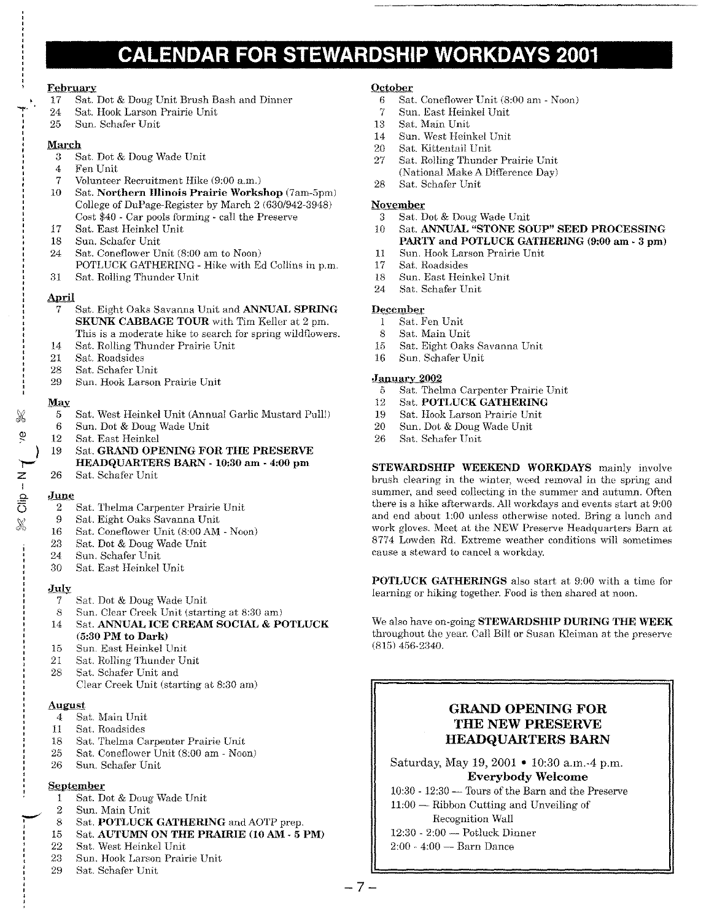# CALENDAR FOR STEWARDSHIP WORKDAYS 2001

**February**

- 17 Sat. Dot & Doug Unit Brush Bash and Dinner
- 24 Sat. Hook Larson Prairie Unit
- 25 Sun. Schafer Unit

**March**

- 3 Sat. Dot & Doug Wade Unit
- 4 Fen Unit
- 7 Volunteer Recruitment Hike (9:00 a.m.)
- 10 Sat. **Northern Illinois Prairie Workshop** (7am-5pm) College of DuPage-Register by March 2 (630/942-3948) Cost $40 - Car pools forming - call the Preserve
- 17 Sat. East Heinkel Unit
- 18 Sun. Schafer Unit
- 24 Sat. Coneflower Unit (8:00 am to Noon) POTLUCK GATHERING - Hike with Ed Collins in p.m.
- 31 Sat. Rolling Thunder Unit

**April**

- 7 Sat. Eight Oaks Savanna Unit and **ANNUAL SPRING SKUNK CABBAGE TOUR** with Tim Keller at 2 pm. This is a moderate hike to search for spring wildflowers.
- 14 Sat. Rolling Thunder Prairie Unit
- 21 Sat. Roadsides
- 28 Sat. Schafer Unit
- 29 Sun. Hook Larson Prairie Unit

**May**

- 5 Sat. West Heinkel Unit (Annual Garlic Mustard Pull!)
- 6 Sun. Dot & Doug Wade Unit
- 12 Sat. East Heinkel
- 19 Sat. **GRAND OPENING FOR THE PRESERVE HEADQUARTERS BARN - 10:30 am - 4:00 pm**
- 26 Sat. Schafer Unit

**June**

- 2 Sat. Thelma Carpenter Prairie Unit
- 9 Sat. Eight Oaks Savanna Unit
- 16 Sat. Coneflower Unit (8:00 AM - Noon)
- 23 Sat. Dot & Doug Wade Unit
- 24 Sun. Schafer Unit
- 30 Sat. East Heinkel Unit

**July**

- 7 Sat. Dot & Doug Wade Unit
- 8 Sun. Clear Creek Unit (starting at 8:30 am)
- 14 Sat. **ANNUAL ICE CREAM SOCIAL & POTLUCK (5:30 PM to Dark)**
- 15 Sun. East Heinkel Unit
- 21 Sat. Rolling Thunder Unit
- 28 Sat. Schafer Unit and Clear Creek Unit (starting at 8:30 am)

**August**

- 4 Sat. Main Unit
- 11 Sat. Roadsides
- 18 Sat. Thelma Carpenter Prairie Unit
- 25 Sat. Coneflower Unit (8:00 am - Noon)
- 26 Sun. Schafer Unit

**September**

- 1 Sat. Dot & Doug Wade Unit
- 2 Sun. Main Unit
- 8 Sat. **POTLUCK GATHERING** and AOTP prep.
- 15 Sat. **AUTUMN ON THE PRAIRIE (10 AM - 5 PM)**
- 22 Sat. West Heinkel Unit
- 23 Sun. Hook Larson Prairie Unit
- 29 Sat. Schafer Unit

**October**

- 6 Sat. Coneflower Unit (8:00 am - Noon)
- 7 Sun. East Heinkel Unit
- 13 Sat. Main Unit
- 14 Sun. West Heinkel Unit
- 20 Sat. Kittentail Unit
- 27 Sat. Rolling Thunder Prairie Unit (National Make A Difference Day)
- 28 Sat. Schafer Unit

**November**

- 3 Sat. Dot & Doug Wade Unit
- 10 Sat. **ANNUAL "STONE SOUP" SEED PROCESSING PARTY and POTLUCK GATHERING (9:00 am - 3 pm)**
- 11 Sun. Hook Larson Prairie Unit
- 17 Sat. Roadsides
- 18 Sun. East Heinkel Unit
- 24 Sat. Schafer Unit

**December**

- 1 Sat. Fen Unit
- 8 Sat. Main Unit
- 15 Sat. Eight Oaks Savanna Unit
- 16 Sun. Schafer Unit

**January 2002**

- 5 Sat. Thelma Carpenter Prairie Unit
- 12 Sat. **POTLUCK GATHERING**
- 19 Sat. Hook Larson Prairie Unit
- 20 Sun. Dot & Doug Wade Unit
- 26 Sat. Schafer Unit

**STEWARDSHIP WEEKEND WORKDAYS** mainly involve brush clearing in the winter, weed removal in the spring and summer, and seed collecting in the summer and autumn. Often there is a hike afterwards. All workdays and events start at 9:00 and end about 1:00 unless otherwise noted. Bring a lunch and work gloves. Meet at the NEW Preserve Headquarters Barn at 8774 Lowden Rd. Extreme weather conditions will sometimes cause a steward to cancel a workday.

**POTLUCK GATHERINGS** also start at 9:00 with a time for learning or hiking together. Food is then shared at noon.

We also have on-going **STEWARDSHIP DURING THE WEEK** throughout the year. Call Bill or Susan Kleiman at the preserve (815) 456-2340.

---

## GRAND OPENING FOR THE NEW PRESERVE HEADQUARTERS BARN

Saturday, May 19, 2001 • 10:30 a.m.-4 p.m.

**Everybody Welcome**

- 10:30 - 12:30 — Tours of the Barn and the Preserve
- 11:00 — Ribbon Cutting and Unveiling of Recognition Wall
- 12:30 - 2:00 — Potluck Dinner
- 2:00 - 4:00 — Barn Dance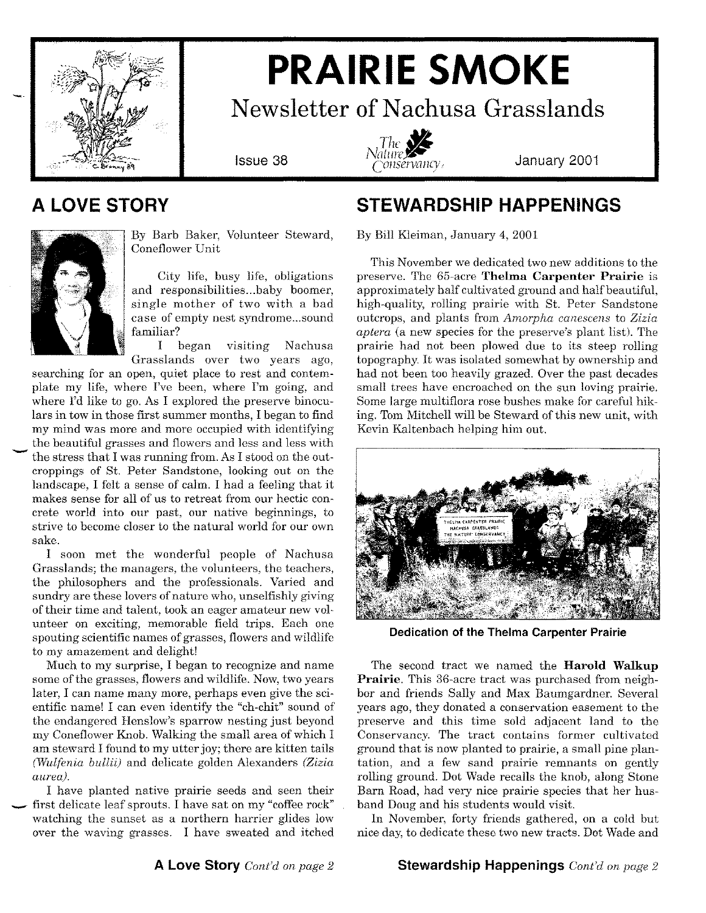# PRAIRIE SMOKE

## Newsletter of Nachusa Grasslands

Issue 38 — The Nature Conservancy — January 2001

## A LOVE STORY

By Barb Baker, Volunteer Steward, Coneflower Unit

City life, busy life, obligations and responsibilities...baby boomer, single mother of two with a bad case of empty nest syndrome...sound familiar?

I began visiting Nachusa Grasslands over two years ago, searching for an open, quiet place to rest and contemplate my life, where I've been, where I'm going, and where I'd like to go. As I explored the preserve binoculars in tow in those first summer months, I began to find my mind was more and more occupied with identifying the beautiful grasses and flowers and less and less with the stress that I was running from. As I stood on the outcroppings of St. Peter Sandstone, looking out on the landscape, I felt a sense of calm. I had a feeling that it makes sense for all of us to retreat from our hectic concrete world into our past, our native beginnings, to strive to become closer to the natural world for our own sake.

I soon met the wonderful people of Nachusa Grasslands; the managers, the volunteers, the teachers, the philosophers and the professionals. Varied and sundry are these lovers of nature who, unselfishly giving of their time and talent, took an eager amateur new volunteer on exciting, memorable field trips. Each one spouting scientific names of grasses, flowers and wildlife to my amazement and delight!

Much to my surprise, I began to recognize and name some of the grasses, flowers and wildlife. Now, two years later, I can name many more, perhaps even give the scientific name! I can even identify the "ch-chit" sound of the endangered Henslow's sparrow nesting just beyond my Coneflower Knob. Walking the small area of which I am steward I found to my utter joy; there are kitten tails *(Wulfenia bullii)* and delicate golden Alexanders *(Zizia aurea)*.

I have planted native prairie seeds and seen their first delicate leaf sprouts. I have sat on my "coffee rock" watching the sunset as a northern harrier glides low over the waving grasses. I have sweated and itched

**A Love Story** *Cont'd on page 2*

## STEWARDSHIP HAPPENINGS

By Bill Kleiman, January 4, 2001

This November we dedicated two new additions to the preserve. The 65-acre **Thelma Carpenter Prairie** is approximately half cultivated ground and half beautiful, high-quality, rolling prairie with St. Peter Sandstone outcrops, and plants from *Amorpha canescens* to *Zizia aptera* (a new species for the preserve's plant list). The prairie had not been plowed due to its steep rolling topography. It was isolated somewhat by ownership and had not been too heavily grazed. Over the past decades small trees have encroached on the sun loving prairie. Some large multiflora rose bushes make for careful hiking. Tom Mitchell will be Steward of this new unit, with Kevin Kaltenbach helping him out.

**Dedication of the Thelma Carpenter Prairie**

The second tract we named the **Harold Walkup Prairie**. This 36-acre tract was purchased from neighbor and friends Sally and Max Baumgardner. Several years ago, they donated a conservation easement to the preserve and this time sold adjacent land to the Conservancy. The tract contains former cultivated ground that is now planted to prairie, a small pine plantation, and a few sand prairie remnants on gently rolling ground. Dot Wade recalls the knob, along Stone Barn Road, had very nice prairie species that her husband Doug and his students would visit.

In November, forty friends gathered, on a cold but nice day, to dedicate these two new tracts. Dot Wade and

**Stewardship Happenings** *Cont'd on page 2*